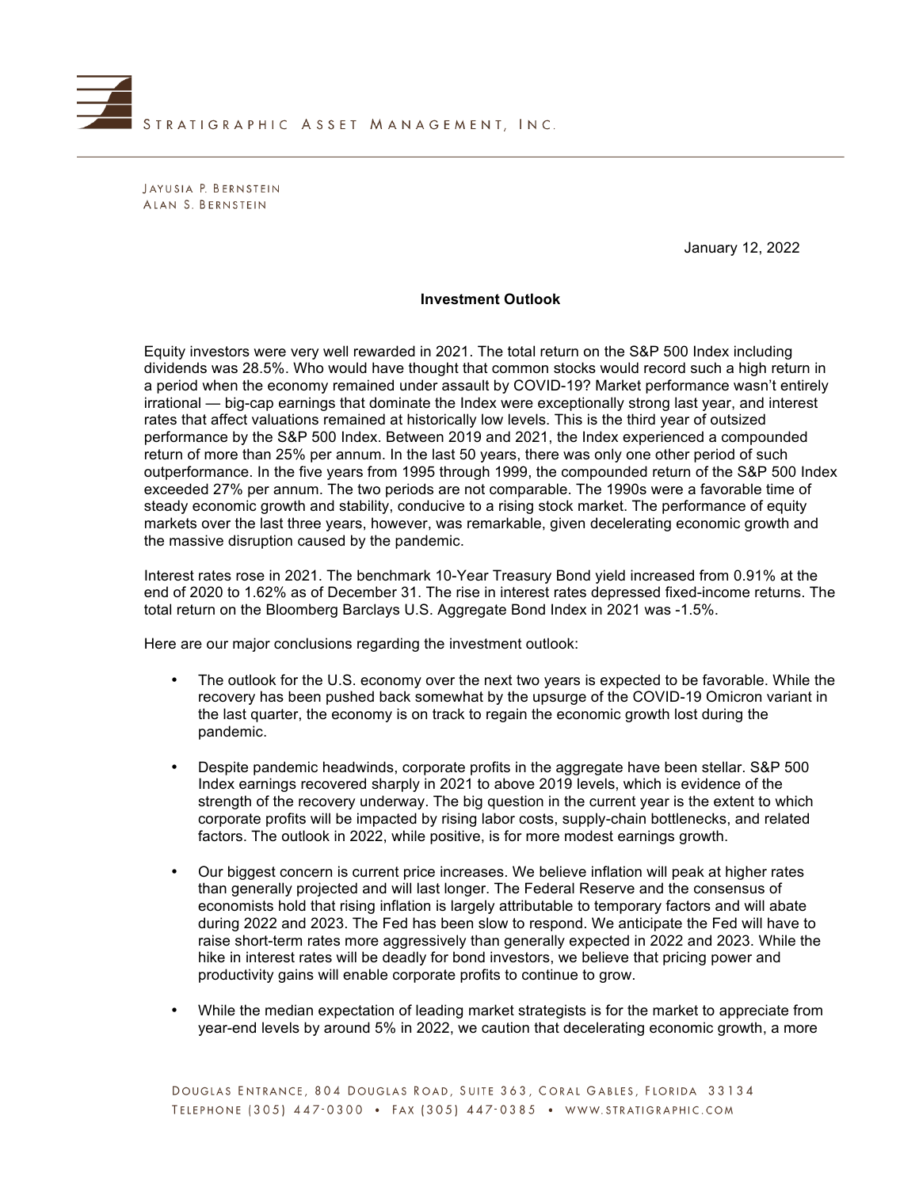STRATIGRAPHIC ASSET MANAGEMENT, INC.

JAYUSIA P. BERNSTEIN
ALAN S. BERNSTEIN

January 12, 2022

**Investment Outlook**

Equity investors were very well rewarded in 2021. The total return on the S&P 500 Index including dividends was 28.5%. Who would have thought that common stocks would record such a high return in a period when the economy remained under assault by COVID-19? Market performance wasn't entirely irrational — big-cap earnings that dominate the Index were exceptionally strong last year, and interest rates that affect valuations remained at historically low levels. This is the third year of outsized performance by the S&P 500 Index. Between 2019 and 2021, the Index experienced a compounded return of more than 25% per annum. In the last 50 years, there was only one other period of such outperformance. In the five years from 1995 through 1999, the compounded return of the S&P 500 Index exceeded 27% per annum. The two periods are not comparable. The 1990s were a favorable time of steady economic growth and stability, conducive to a rising stock market. The performance of equity markets over the last three years, however, was remarkable, given decelerating economic growth and the massive disruption caused by the pandemic.

Interest rates rose in 2021. The benchmark 10-Year Treasury Bond yield increased from 0.91% at the end of 2020 to 1.62% as of December 31. The rise in interest rates depressed fixed-income returns. The total return on the Bloomberg Barclays U.S. Aggregate Bond Index in 2021 was -1.5%.

Here are our major conclusions regarding the investment outlook:

- The outlook for the U.S. economy over the next two years is expected to be favorable. While the recovery has been pushed back somewhat by the upsurge of the COVID-19 Omicron variant in the last quarter, the economy is on track to regain the economic growth lost during the pandemic.

- Despite pandemic headwinds, corporate profits in the aggregate have been stellar. S&P 500 Index earnings recovered sharply in 2021 to above 2019 levels, which is evidence of the strength of the recovery underway. The big question in the current year is the extent to which corporate profits will be impacted by rising labor costs, supply-chain bottlenecks, and related factors. The outlook in 2022, while positive, is for more modest earnings growth.

- Our biggest concern is current price increases. We believe inflation will peak at higher rates than generally projected and will last longer. The Federal Reserve and the consensus of economists hold that rising inflation is largely attributable to temporary factors and will abate during 2022 and 2023. The Fed has been slow to respond. We anticipate the Fed will have to raise short-term rates more aggressively than generally expected in 2022 and 2023. While the hike in interest rates will be deadly for bond investors, we believe that pricing power and productivity gains will enable corporate profits to continue to grow.

- While the median expectation of leading market strategists is for the market to appreciate from year-end levels by around 5% in 2022, we caution that decelerating economic growth, a more

DOUGLAS ENTRANCE, 804 DOUGLAS ROAD, SUITE 363, CORAL GABLES, FLORIDA 33134
TELEPHONE (305) 447-0300 • FAX (305) 447-0385 • WWW.STRATIGRAPHIC.COM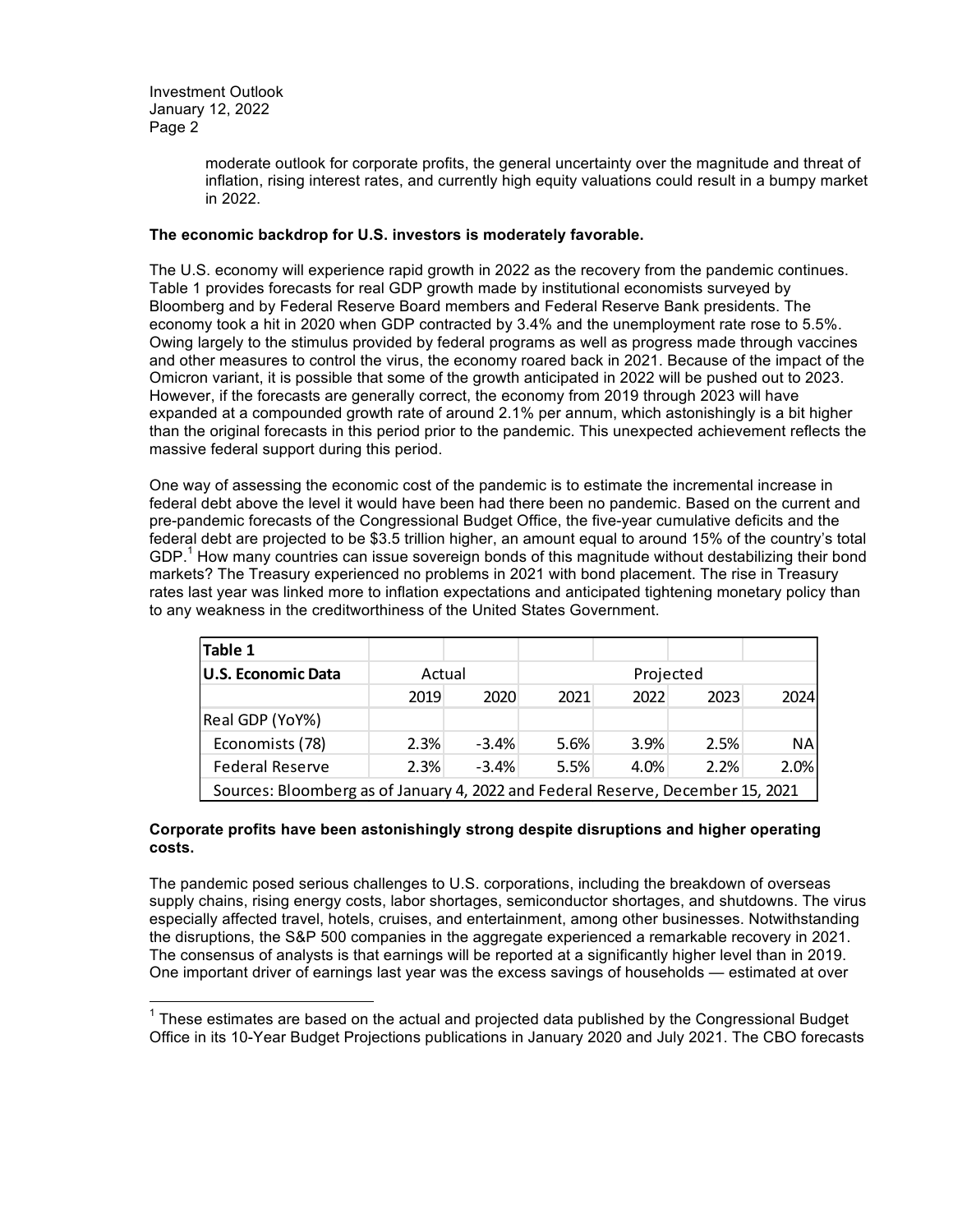moderate outlook for corporate profits, the general uncertainty over the magnitude and threat of inflation, rising interest rates, and currently high equity valuations could result in a bumpy market in 2022.

**The economic backdrop for U.S. investors is moderately favorable.**

The U.S. economy will experience rapid growth in 2022 as the recovery from the pandemic continues. Table 1 provides forecasts for real GDP growth made by institutional economists surveyed by Bloomberg and by Federal Reserve Board members and Federal Reserve Bank presidents. The economy took a hit in 2020 when GDP contracted by 3.4% and the unemployment rate rose to 5.5%. Owing largely to the stimulus provided by federal programs as well as progress made through vaccines and other measures to control the virus, the economy roared back in 2021. Because of the impact of the Omicron variant, it is possible that some of the growth anticipated in 2022 will be pushed out to 2023. However, if the forecasts are generally correct, the economy from 2019 through 2023 will have expanded at a compounded growth rate of around 2.1% per annum, which astonishingly is a bit higher than the original forecasts in this period prior to the pandemic. This unexpected achievement reflects the massive federal support during this period.

One way of assessing the economic cost of the pandemic is to estimate the incremental increase in federal debt above the level it would have been had there been no pandemic. Based on the current and pre-pandemic forecasts of the Congressional Budget Office, the five-year cumulative deficits and the federal debt are projected to be $3.5 trillion higher, an amount equal to around 15% of the country's total GDP.[1] How many countries can issue sovereign bonds of this magnitude without destabilizing their bond markets? The Treasury experienced no problems in 2021 with bond placement. The rise in Treasury rates last year was linked more to inflation expectations and anticipated tightening monetary policy than to any weakness in the creditworthiness of the United States Government.

| Table 1 | | | | | | |
|---|---|---|---|---|---|---|
| U.S. Economic Data | Actual | | Projected | | | |
| | 2019 | 2020 | 2021 | 2022 | 2023 | 2024 |
| Real GDP (YoY%) | | | | | | |
| Economists (78) | 2.3% | -3.4% | 5.6% | 3.9% | 2.5% | NA |
| Federal Reserve | 2.3% | -3.4% | 5.5% | 4.0% | 2.2% | 2.0% |
| Sources: Bloomberg as of January 4, 2022 and Federal Reserve, December 15, 2021 | | | | | | |

**Corporate profits have been astonishingly strong despite disruptions and higher operating costs.**

The pandemic posed serious challenges to U.S. corporations, including the breakdown of overseas supply chains, rising energy costs, labor shortages, semiconductor shortages, and shutdowns. The virus especially affected travel, hotels, cruises, and entertainment, among other businesses. Notwithstanding the disruptions, the S&P 500 companies in the aggregate experienced a remarkable recovery in 2021. The consensus of analysts is that earnings will be reported at a significantly higher level than in 2019. One important driver of earnings last year was the excess savings of households — estimated at over

[1] These estimates are based on the actual and projected data published by the Congressional Budget Office in its 10-Year Budget Projections publications in January 2020 and July 2021. The CBO forecasts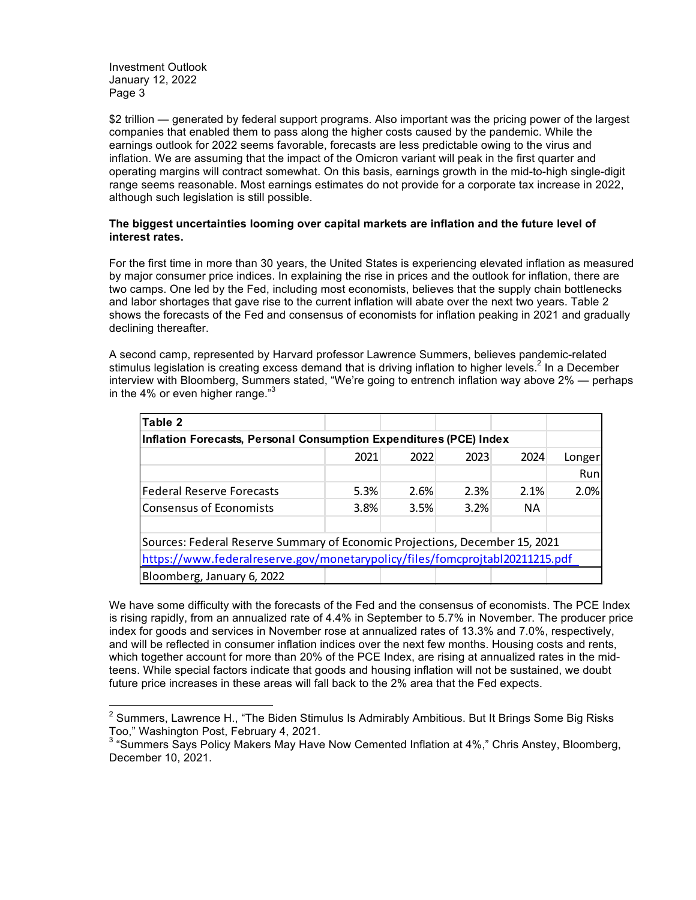$2 trillion — generated by federal support programs. Also important was the pricing power of the largest companies that enabled them to pass along the higher costs caused by the pandemic. While the earnings outlook for 2022 seems favorable, forecasts are less predictable owing to the virus and inflation. We are assuming that the impact of the Omicron variant will peak in the first quarter and operating margins will contract somewhat. On this basis, earnings growth in the mid-to-high single-digit range seems reasonable. Most earnings estimates do not provide for a corporate tax increase in 2022, although such legislation is still possible.

**The biggest uncertainties looming over capital markets are inflation and the future level of interest rates.**

For the first time in more than 30 years, the United States is experiencing elevated inflation as measured by major consumer price indices. In explaining the rise in prices and the outlook for inflation, there are two camps. One led by the Fed, including most economists, believes that the supply chain bottlenecks and labor shortages that gave rise to the current inflation will abate over the next two years. Table 2 shows the forecasts of the Fed and consensus of economists for inflation peaking in 2021 and gradually declining thereafter.

A second camp, represented by Harvard professor Lawrence Summers, believes pandemic-related stimulus legislation is creating excess demand that is driving inflation to higher levels.[2] In a December interview with Bloomberg, Summers stated, "We're going to entrench inflation way above 2% — perhaps in the 4% or even higher range."[3]

**Table 2**

**Inflation Forecasts, Personal Consumption Expenditures (PCE) Index**

| | 2021 | 2022 | 2023 | 2024 | Longer Run |
|---|---|---|---|---|---|
| Federal Reserve Forecasts | 5.3% | 2.6% | 2.3% | 2.1% | 2.0% |
| Consensus of Economists | 3.8% | 3.5% | 3.2% | NA | |

Sources: Federal Reserve Summary of Economic Projections, December 15, 2021
https://www.federalreserve.gov/monetarypolicy/files/fomcprojtabl20211215.pdf
Bloomberg, January 6, 2022

We have some difficulty with the forecasts of the Fed and the consensus of economists. The PCE Index is rising rapidly, from an annualized rate of 4.4% in September to 5.7% in November. The producer price index for goods and services in November rose at annualized rates of 13.3% and 7.0%, respectively, and will be reflected in consumer inflation indices over the next few months. Housing costs and rents, which together account for more than 20% of the PCE Index, are rising at annualized rates in the mid-teens. While special factors indicate that goods and housing inflation will not be sustained, we doubt future price increases in these areas will fall back to the 2% area that the Fed expects.

---

[2] Summers, Lawrence H., "The Biden Stimulus Is Admirably Ambitious. But It Brings Some Big Risks Too," Washington Post, February 4, 2021.

[3] "Summers Says Policy Makers May Have Now Cemented Inflation at 4%," Chris Anstey, Bloomberg, December 10, 2021.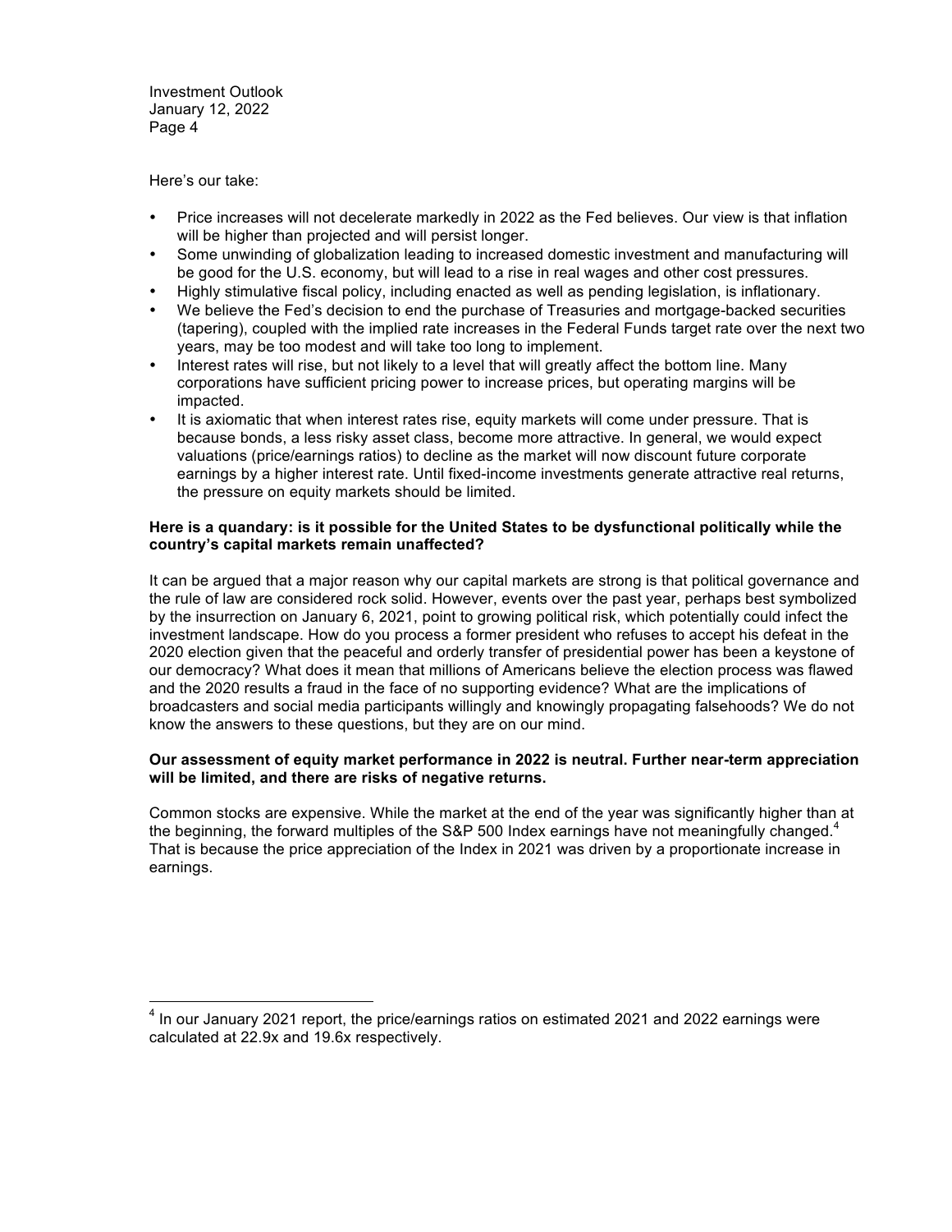Here's our take:

- Price increases will not decelerate markedly in 2022 as the Fed believes. Our view is that inflation will be higher than projected and will persist longer.
- Some unwinding of globalization leading to increased domestic investment and manufacturing will be good for the U.S. economy, but will lead to a rise in real wages and other cost pressures.
- Highly stimulative fiscal policy, including enacted as well as pending legislation, is inflationary.
- We believe the Fed's decision to end the purchase of Treasuries and mortgage-backed securities (tapering), coupled with the implied rate increases in the Federal Funds target rate over the next two years, may be too modest and will take too long to implement.
- Interest rates will rise, but not likely to a level that will greatly affect the bottom line. Many corporations have sufficient pricing power to increase prices, but operating margins will be impacted.
- It is axiomatic that when interest rates rise, equity markets will come under pressure. That is because bonds, a less risky asset class, become more attractive. In general, we would expect valuations (price/earnings ratios) to decline as the market will now discount future corporate earnings by a higher interest rate. Until fixed-income investments generate attractive real returns, the pressure on equity markets should be limited.

**Here is a quandary: is it possible for the United States to be dysfunctional politically while the country's capital markets remain unaffected?**

It can be argued that a major reason why our capital markets are strong is that political governance and the rule of law are considered rock solid. However, events over the past year, perhaps best symbolized by the insurrection on January 6, 2021, point to growing political risk, which potentially could infect the investment landscape. How do you process a former president who refuses to accept his defeat in the 2020 election given that the peaceful and orderly transfer of presidential power has been a keystone of our democracy? What does it mean that millions of Americans believe the election process was flawed and the 2020 results a fraud in the face of no supporting evidence? What are the implications of broadcasters and social media participants willingly and knowingly propagating falsehoods? We do not know the answers to these questions, but they are on our mind.

**Our assessment of equity market performance in 2022 is neutral. Further near-term appreciation will be limited, and there are risks of negative returns.**

Common stocks are expensive. While the market at the end of the year was significantly higher than at the beginning, the forward multiples of the S&P 500 Index earnings have not meaningfully changed.[4] That is because the price appreciation of the Index in 2021 was driven by a proportionate increase in earnings.

---

[4] In our January 2021 report, the price/earnings ratios on estimated 2021 and 2022 earnings were calculated at 22.9x and 19.6x respectively.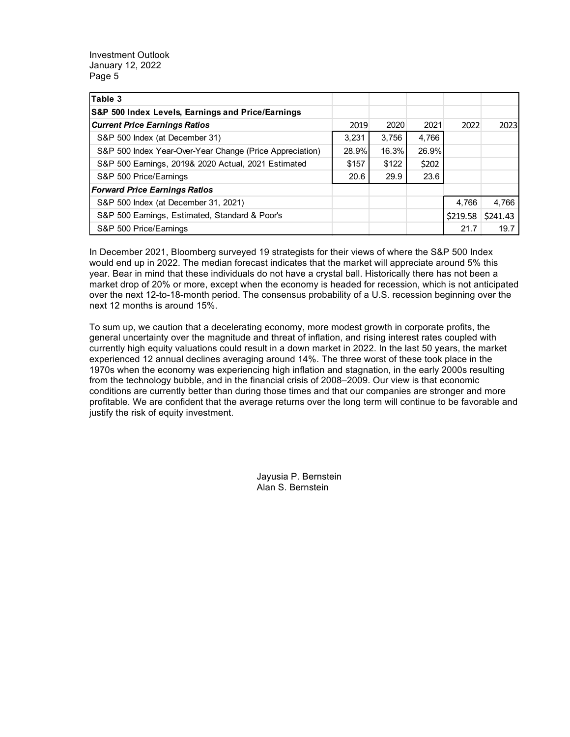| Table 3 | | | | | |
| --- | --- | --- | --- | --- | --- |
| **S&P 500 Index Levels, Earnings and Price/Earnings** | | | | | |
| ***Current Price Earnings Ratios*** | 2019 | 2020 | 2021 | 2022 | 2023 |
| S&P 500 Index (at December 31) | 3,231 | 3,756 | 4,766 | | |
| S&P 500 Index Year-Over-Year Change (Price Appreciation) | 28.9% | 16.3% | 26.9% | | |
| S&P 500 Earnings, 2019& 2020 Actual, 2021 Estimated | $157 | $122 | $202 | | |
| S&P 500 Price/Earnings | 20.6 | 29.9 | 23.6 | | |
| ***Forward Price Earnings Ratios*** | | | | | |
| S&P 500 Index (at December 31, 2021) | | | | 4,766 | 4,766 |
| S&P 500 Earnings, Estimated, Standard & Poor's | | | | $219.58 | $241.43 |
| S&P 500 Price/Earnings | | | | 21.7 | 19.7 |

In December 2021, Bloomberg surveyed 19 strategists for their views of where the S&P 500 Index would end up in 2022. The median forecast indicates that the market will appreciate around 5% this year. Bear in mind that these individuals do not have a crystal ball. Historically there has not been a market drop of 20% or more, except when the economy is headed for recession, which is not anticipated over the next 12-to-18-month period. The consensus probability of a U.S. recession beginning over the next 12 months is around 15%.

To sum up, we caution that a decelerating economy, more modest growth in corporate profits, the general uncertainty over the magnitude and threat of inflation, and rising interest rates coupled with currently high equity valuations could result in a down market in 2022. In the last 50 years, the market experienced 12 annual declines averaging around 14%. The three worst of these took place in the 1970s when the economy was experiencing high inflation and stagnation, in the early 2000s resulting from the technology bubble, and in the financial crisis of 2008–2009. Our view is that economic conditions are currently better than during those times and that our companies are stronger and more profitable. We are confident that the average returns over the long term will continue to be favorable and justify the risk of equity investment.

Jayusia P. Bernstein
Alan S. Bernstein